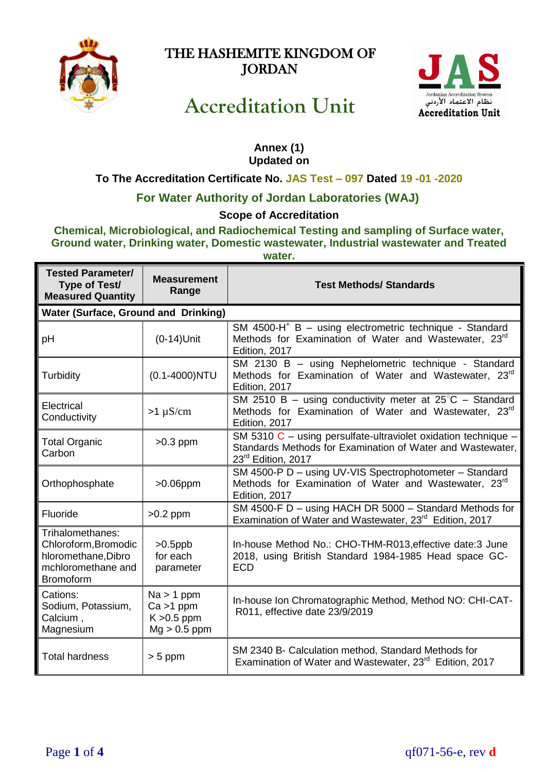# THE HASHEMITE KINGDOM OF JORDAN

JAS
Jordanian Accreditation System
نظام الاعتماد الأردني
Accreditation Unit

## Accreditation Unit

**Annex (1)**
**Updated on**

**To The Accreditation Certificate No. JAS Test – 097 Dated 19 -01 -2020**

**For Water Authority of Jordan Laboratories (WAJ)**

**Scope of Accreditation**

**Chemical, Microbiological, and Radiochemical Testing and sampling of Surface water, Ground water, Drinking water, Domestic wastewater, Industrial wastewater and Treated water.**

| Tested Parameter/ Type of Test/ Measured Quantity | Measurement Range | Test Methods/ Standards |
|---|---|---|
| **Water (Surface, Ground and Drinking)** | | |
| pH | (0-14)Unit | SM 4500-$H^+$ B – using electrometric technique - Standard Methods for Examination of Water and Wastewater, 23rd Edition, 2017 |
| Turbidity | (0.1-4000)NTU | SM 2130 B – using Nephelometric technique - Standard Methods for Examination of Water and Wastewater, 23rd Edition, 2017 |
| Electrical Conductivity | >1 µS/cm | SM 2510 B – using conductivity meter at 25°C – Standard Methods for Examination of Water and Wastewater, 23rd Edition, 2017 |
| Total Organic Carbon | >0.3 ppm | SM 5310 C – using persulfate-ultraviolet oxidation technique – Standards Methods for Examination of Water and Wastewater, 23rd Edition, 2017 |
| Orthophosphate | >0.06ppm | SM 4500-P D – using UV-VIS Spectrophotometer – Standard Methods for Examination of Water and Wastewater, 23rd Edition, 2017 |
| Fluoride | >0.2 ppm | SM 4500-F D – using HACH DR 5000 – Standard Methods for Examination of Water and Wastewater, 23rd Edition, 2017 |
| Trihalomethanes: Chloroform,Bromodichloromethane,Dibromchloromethane and Bromoform | >0.5ppb for each parameter | In-house Method No.: CHO-THM-R013,effective date:3 June 2018, using British Standard 1984-1985 Head space GC-ECD |
| Cations: Sodium, Potassium, Calcium , Magnesium | Na > 1 ppm<br>Ca >1 ppm<br>K >0.5 ppm<br>Mg > 0.5 ppm | In-house Ion Chromatographic Method, Method NO: CHI-CAT-R011, effective date 23/9/2019 |
| Total hardness | > 5 ppm | SM 2340 B- Calculation method, Standard Methods for Examination of Water and Wastewater, 23rd Edition, 2017 |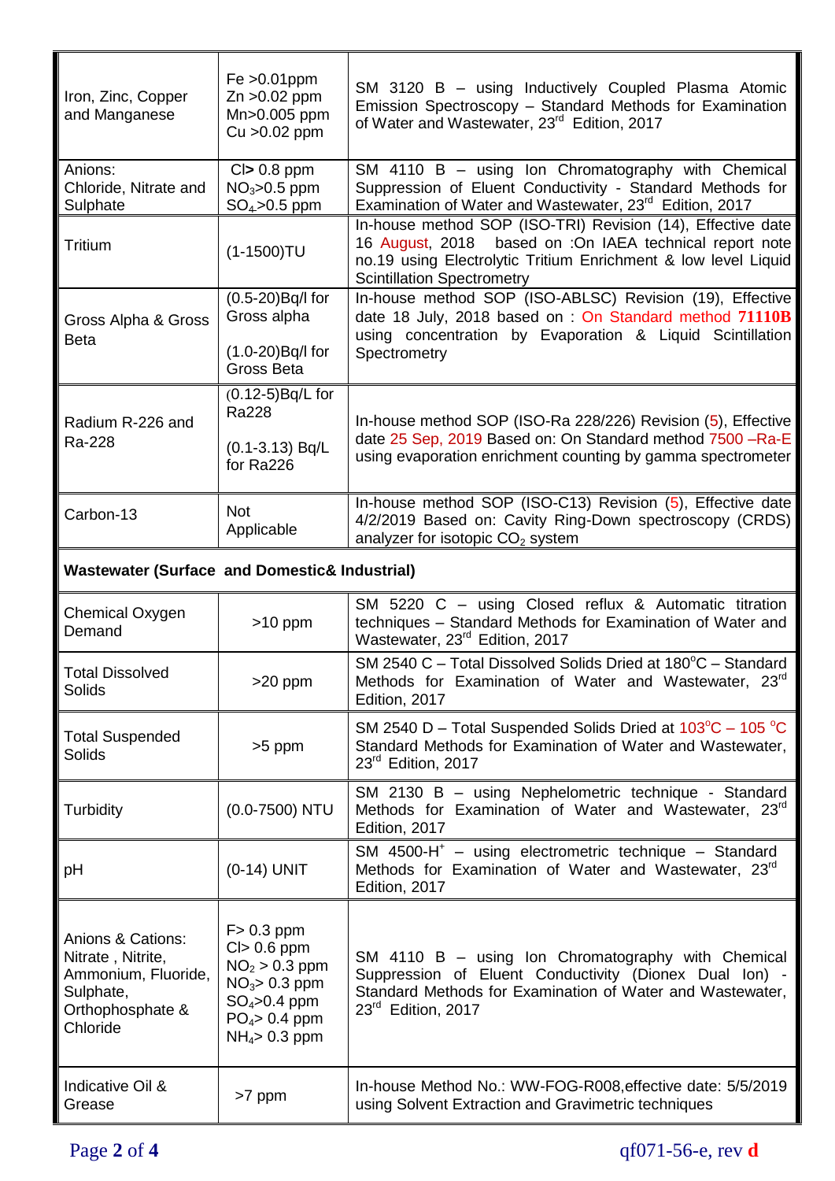| | | |
|---|---|---|
| Iron, Zinc, Copper and Manganese | Fe >0.01ppm<br>Zn >0.02 ppm<br>Mn>0.005 ppm<br>Cu >0.02 ppm | SM 3120 B – using Inductively Coupled Plasma Atomic Emission Spectroscopy – Standard Methods for Examination of Water and Wastewater, 23rd Edition, 2017 |
| Anions:<br>Chloride, Nitrate and Sulphate | Cl> 0.8 ppm<br>$NO_3$>0.5 ppm<br>$SO_4$>0.5 ppm | SM 4110 B – using Ion Chromatography with Chemical Suppression of Eluent Conductivity - Standard Methods for Examination of Water and Wastewater, 23rd Edition, 2017 |
| Tritium | (1-1500)TU | In-house method SOP (ISO-TRI) Revision (14), Effective date 16 August, 2018 based on :On IAEA technical report note no.19 using Electrolytic Tritium Enrichment & low level Liquid Scintillation Spectrometry |
| Gross Alpha & Gross Beta | (0.5-20)Bq/l for Gross alpha<br>(1.0-20)Bq/l for Gross Beta | In-house method SOP (ISO-ABLSC) Revision (19), Effective date 18 July, 2018 based on : On Standard method **71110B** using concentration by Evaporation & Liquid Scintillation Spectrometry |
| Radium R-226 and Ra-228 | (0.12-5)Bq/L for Ra228<br>(0.1-3.13) Bq/L for Ra226 | In-house method SOP (ISO-Ra 228/226) Revision (5), Effective date 25 Sep, 2019 Based on: On Standard method 7500 –Ra-E using evaporation enrichment counting by gamma spectrometer |
| Carbon-13 | Not Applicable | In-house method SOP (ISO-C13) Revision (5), Effective date 4/2/2019 Based on: Cavity Ring-Down spectroscopy (CRDS) analyzer for isotopic $CO_2$ system |
| **Wastewater (Surface and Domestic& Industrial)** | | |
| Chemical Oxygen Demand | >10 ppm | SM 5220 C – using Closed reflux & Automatic titration techniques – Standard Methods for Examination of Water and Wastewater, 23rd Edition, 2017 |
| Total Dissolved Solids | >20 ppm | SM 2540 C – Total Dissolved Solids Dried at 180°C – Standard Methods for Examination of Water and Wastewater, 23rd Edition, 2017 |
| Total Suspended Solids | >5 ppm | SM 2540 D – Total Suspended Solids Dried at 103°C – 105 °C Standard Methods for Examination of Water and Wastewater, 23rd Edition, 2017 |
| Turbidity | (0.0-7500) NTU | SM 2130 B – using Nephelometric technique - Standard Methods for Examination of Water and Wastewater, 23rd Edition, 2017 |
| pH | (0-14) UNIT | SM 4500-$H^+$ – using electrometric technique – Standard Methods for Examination of Water and Wastewater, 23rd Edition, 2017 |
| Anions & Cations:<br>Nitrate , Nitrite, Ammonium, Fluoride, Sulphate, Orthophosphate & Chloride | F> 0.3 ppm<br>Cl> 0.6 ppm<br>$NO_2$ > 0.3 ppm<br>$NO_3$> 0.3 ppm<br>$SO_4$>0.4 ppm<br>$PO_4$> 0.4 ppm<br>$NH_4$> 0.3 ppm | SM 4110 B – using Ion Chromatography with Chemical Suppression of Eluent Conductivity (Dionex Dual Ion) - Standard Methods for Examination of Water and Wastewater, 23rd Edition, 2017 |
| Indicative Oil & Grease | >7 ppm | In-house Method No.: WW-FOG-R008,effective date: 5/5/2019 using Solvent Extraction and Gravimetric techniques |

qf071-56-e, rev **d**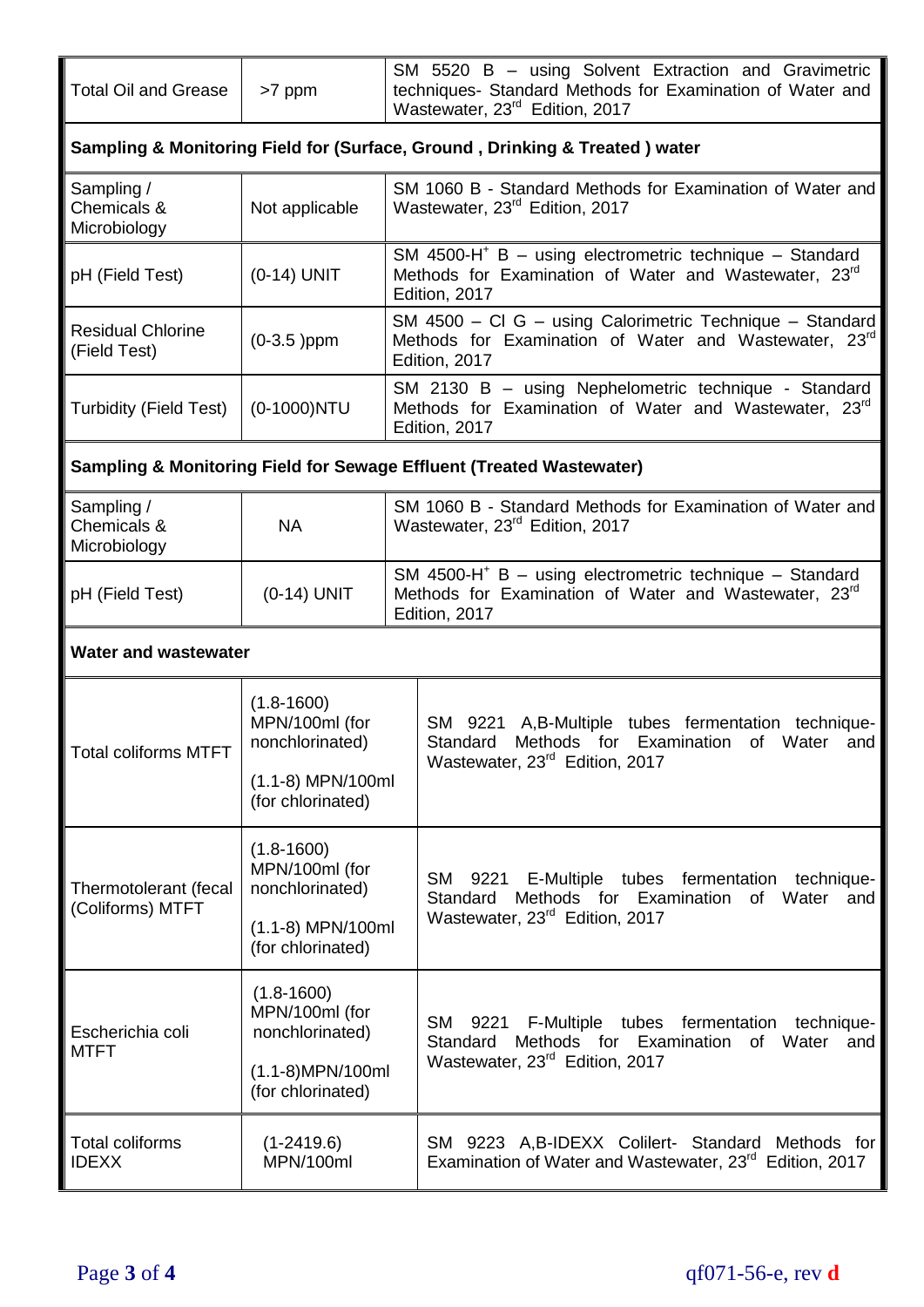| | | |
|---|---|---|
| Total Oil and Grease | >7 ppm | SM 5520 B – using Solvent Extraction and Gravimetric techniques- Standard Methods for Examination of Water and Wastewater, 23rd Edition, 2017 |
| **Sampling & Monitoring Field for (Surface, Ground , Drinking & Treated ) water** | | |
| Sampling / Chemicals & Microbiology | Not applicable | SM 1060 B - Standard Methods for Examination of Water and Wastewater, 23rd Edition, 2017 |
| pH (Field Test) | (0-14) UNIT | SM 4500-$H^+$ B – using electrometric technique – Standard Methods for Examination of Water and Wastewater, 23rd Edition, 2017 |
| Residual Chlorine (Field Test) | (0-3.5 )ppm | SM 4500 – Cl G – using Calorimetric Technique – Standard Methods for Examination of Water and Wastewater, 23rd Edition, 2017 |
| Turbidity (Field Test) | (0-1000)NTU | SM 2130 B – using Nephelometric technique - Standard Methods for Examination of Water and Wastewater, 23rd Edition, 2017 |
| **Sampling & Monitoring Field for Sewage Effluent (Treated Wastewater)** | | |
| Sampling / Chemicals & Microbiology | NA | SM 1060 B - Standard Methods for Examination of Water and Wastewater, 23rd Edition, 2017 |
| pH (Field Test) | (0-14) UNIT | SM 4500-$H^+$ B – using electrometric technique – Standard Methods for Examination of Water and Wastewater, 23rd Edition, 2017 |
| **Water and wastewater** | | |
| Total coliforms MTFT | (1.8-1600) MPN/100ml (for nonchlorinated)<br><br>(1.1-8) MPN/100ml (for chlorinated) | SM 9221 A,B-Multiple tubes fermentation technique-Standard Methods for Examination of Water and Wastewater, 23rd Edition, 2017 |
| Thermotolerant (fecal (Coliforms) MTFT | (1.8-1600) MPN/100ml (for nonchlorinated)<br><br>(1.1-8) MPN/100ml (for chlorinated) | SM 9221 E-Multiple tubes fermentation technique-Standard Methods for Examination of Water and Wastewater, 23rd Edition, 2017 |
| Escherichia coli MTFT | (1.8-1600) MPN/100ml (for nonchlorinated)<br><br>(1.1-8)MPN/100ml (for chlorinated) | SM 9221 F-Multiple tubes fermentation technique-Standard Methods for Examination of Water and Wastewater, 23rd Edition, 2017 |
| Total coliforms IDEXX | (1-2419.6) MPN/100ml | SM 9223 A,B-IDEXX Colilert- Standard Methods for Examination of Water and Wastewater, 23rd Edition, 2017 |

qf071-56-e, rev **d**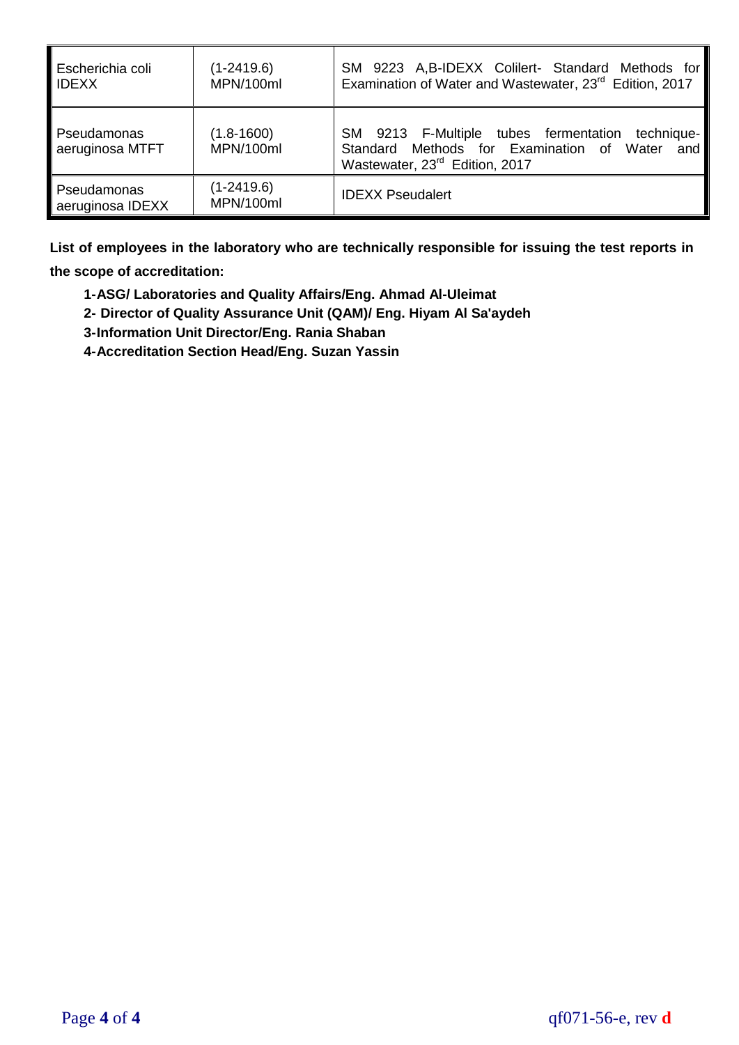| | | |
|---|---|---|
| Escherichia coli IDEXX | (1-2419.6) MPN/100ml | SM 9223 A,B-IDEXX Colilert- Standard Methods for Examination of Water and Wastewater, 23rd Edition, 2017 |
| Pseudamonas aeruginosa MTFT | (1.8-1600) MPN/100ml | SM 9213 F-Multiple tubes fermentation technique-Standard Methods for Examination of Water and Wastewater, 23rd Edition, 2017 |
| Pseudamonas aeruginosa IDEXX | (1-2419.6) MPN/100ml | IDEXX Pseudalert |

**List of employees in the laboratory who are technically responsible for issuing the test reports in the scope of accreditation:**

**1-ASG/ Laboratories and Quality Affairs/Eng. Ahmad Al-Uleimat**
**2- Director of Quality Assurance Unit (QAM)/ Eng. Hiyam Al Sa'aydeh**
**3-Information Unit Director/Eng. Rania Shaban**
**4-Accreditation Section Head/Eng. Suzan Yassin**

qf071-56-e, rev **d**